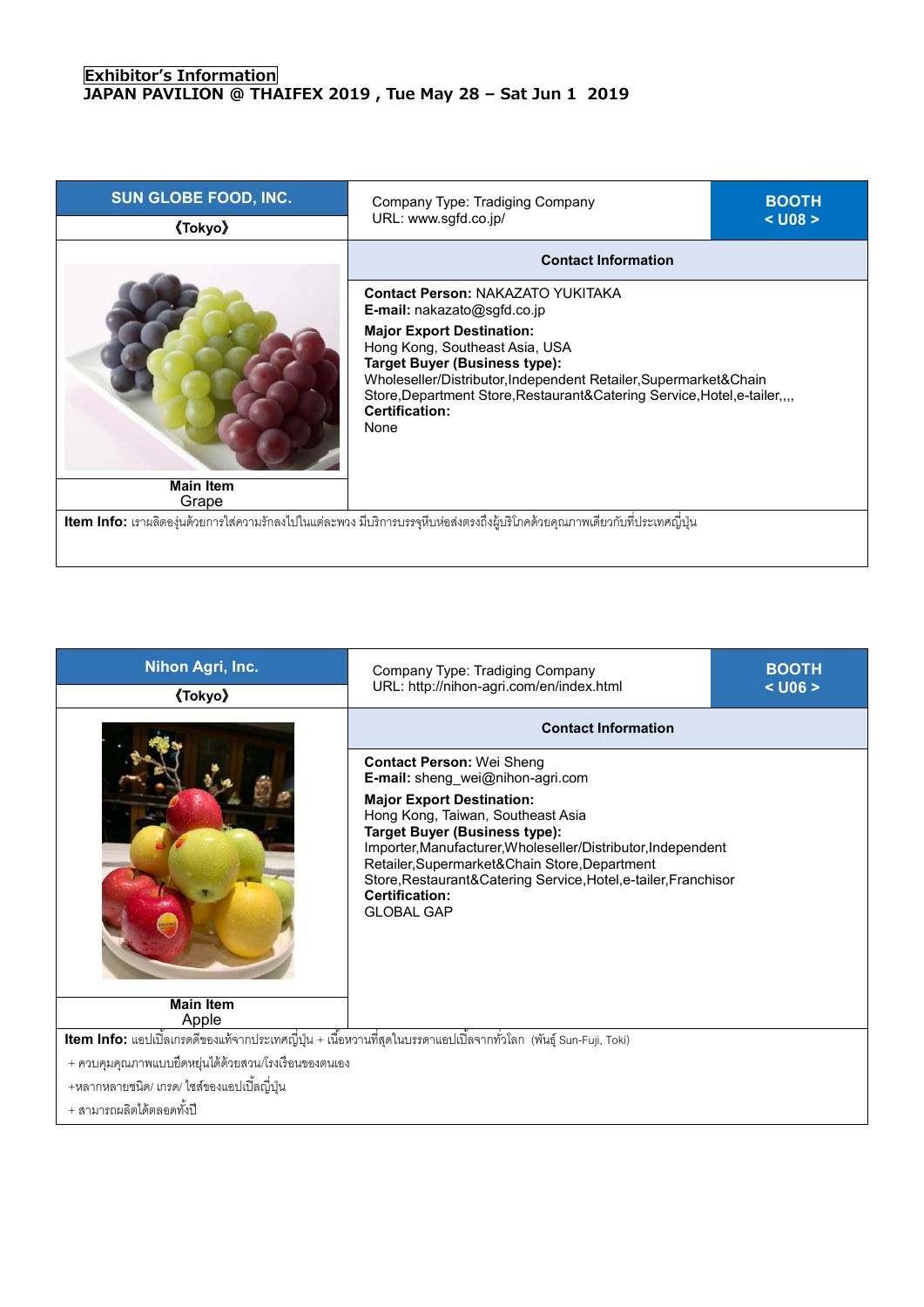**Exhibitor's Information**
**JAPAN PAVILION @ THAIFEX 2019 , Tue May 28 – Sat Jun 1 2019**

| SUN GLOBE FOOD, INC. | Company Type: Tradiging Company<br>URL: www.sgfd.co.jp/ | BOOTH<br>< U08 > |
|---|---|---|
| 《Tokyo》 | | |
| | **Contact Information** | |
| | **Contact Person:** NAKAZATO YUKITAKA<br>**E-mail:** nakazato@sgfd.co.jp<br>**Major Export Destination:**<br>Hong Kong, Southeast Asia, USA<br>**Target Buyer (Business type):**<br>Wholeseller/Distributor,Independent Retailer,Supermarket&Chain Store,Department Store,Restaurant&Catering Service,Hotel,e-tailer,,,,<br>**Certification:**<br>None | |
| **Main Item**<br>Grape | | |

**Item Info:** เราผลิตองุ่นด้วยการใส่ความรักลงไปในแต่ละพวง มีบริการบรรจุหีบห่อส่งตรงถึงผู้บริโภคด้วยคุณภาพเดียวกับที่ประเทศญี่ปุ่น

| Nihon Agri, Inc. | Company Type: Tradiging Company<br>URL: http://nihon-agri.com/en/index.html | BOOTH<br>< U06 > |
|---|---|---|
| 《Tokyo》 | | |
| | **Contact Information** | |
| | **Contact Person:** Wei Sheng<br>**E-mail:** sheng_wei@nihon-agri.com<br>**Major Export Destination:**<br>Hong Kong, Taiwan, Southeast Asia<br>**Target Buyer (Business type):**<br>Importer,Manufacturer,Wholeseller/Distributor,Independent Retailer,Supermarket&Chain Store,Department Store,Restaurant&Catering Service,Hotel,e-tailer,Franchisor<br>**Certification:**<br>GLOBAL GAP | |
| **Main Item**<br>Apple | | |

**Item Info:** แอปเปิ้ลเกรดดีของแท้จากประเทศญี่ปุ่น + เนื้อหวานที่สุดในบรรดาแอปเปิ้ลจากทั่วโลก (พันธุ์ Sun-Fuji, Toki)

+ ควบคุมคุณภาพแบบยืดหยุ่นได้ด้วยสวน/โรงเรือนของตนเอง

+หลากหลายชนิด/ เกรด/ ไซส์ของแอปเปิ้ลญี่ปุ่น

+ สามารถผลิตได้ตลอดทั้งปี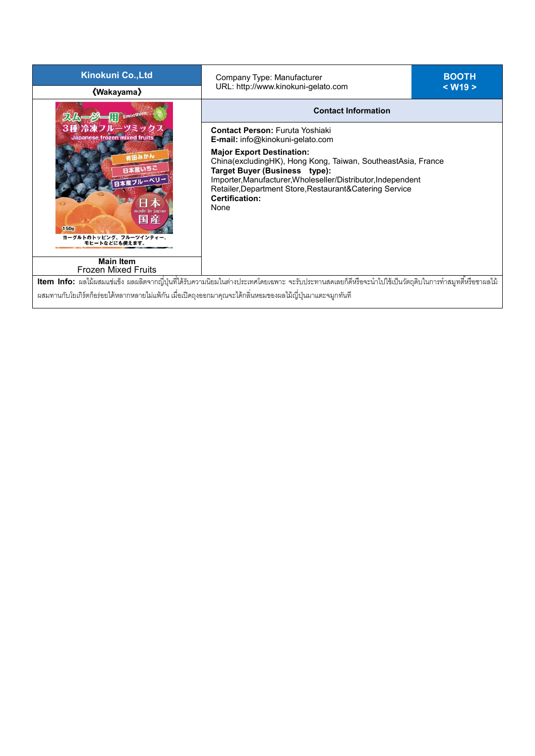| Kinokuni Co.,Ltd | Company Type: Manufacturer<br>URL: http://www.kinokuni-gelato.com | BOOTH<br>< W19 > |
|---|---|---|
| 《Wakayama》 | | |

**Contact Information**

**Contact Person:** Furuta Yoshiaki
**E-mail:** info@kinokuni-gelato.com

**Major Export Destination:**
China(excludingHK), Hong Kong, Taiwan, SoutheastAsia, France

**Target Buyer (Business type):**
Importer,Manufacturer,Wholeseller/Distributor,Independent Retailer,Department Store,Restaurant&Catering Service

**Certification:**
None

**Main Item**
Frozen Mixed Fruits

**Item Info:** ผลไม้ผสมแช่แข็ง ผลผลิตจากญี่ปุ่นที่ได้รับความนิยมในต่างประเทศโดยเฉพาะ จะรับประทานสดเลยก็ดีหรือจะนำไปใช้เป็นวัตถุดิบในการทำสมูทตี้หรือชาผลไม้ผสมทานกับโยเกิร์ตก็อร่อยได้หลากหลายไม่แพ้กัน เมื่อเปิดถุงออกมาคุณจะได้กลิ่นหอมของผลไม้ญี่ปุ่นมาแตะจมูกทันที